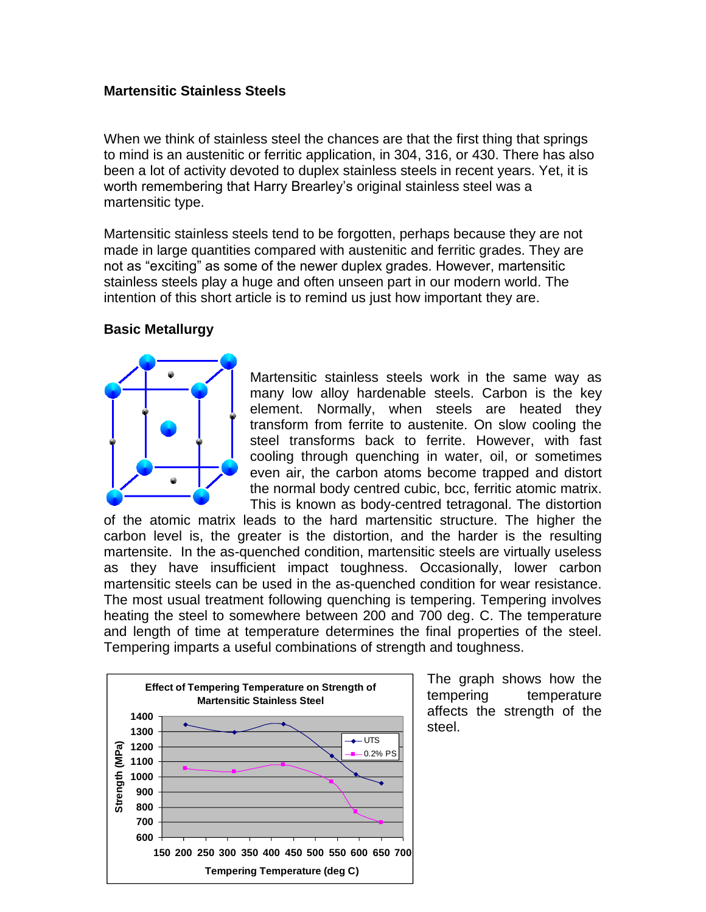## Martensitic Stainless Steels

When we think of stainless steel the chances are that the first thing that springs to mind is an austenitic or ferritic application, in 304, 316, or 430. There has also been a lot of activity devoted to duplex stainless steels in recent years. Yet, it is worth remembering that Harry Brearley's original stainless steel was a martensitic type.

Martensitic stainless steels tend to be forgotten, perhaps because they are not made in large quantities compared with austenitic and ferritic grades. They are not as "exciting" as some of the newer duplex grades. However, martensitic stainless steels play a huge and often unseen part in our modern world. The intention of this short article is to remind us just how important they are.

### Basic Metallurgy

Martensitic stainless steels work in the same way as many low alloy hardenable steels. Carbon is the key element. Normally, when steels are heated they transform from ferrite to austenite. On slow cooling the steel transforms back to ferrite. However, with fast cooling through quenching in water, oil, or sometimes even air, the carbon atoms become trapped and distort the normal body centred cubic, bcc, ferritic atomic matrix. This is known as body-centred tetragonal. The distortion of the atomic matrix leads to the hard martensitic structure. The higher the carbon level is, the greater is the distortion, and the harder is the resulting martensite. In the as-quenched condition, martensitic steels are virtually useless as they have insufficient impact toughness. Occasionally, lower carbon martensitic steels can be used in the as-quenched condition for wear resistance. The most usual treatment following quenching is tempering. Tempering involves heating the steel to somewhere between 200 and 700 deg. C. The temperature and length of time at temperature determines the final properties of the steel. Tempering imparts a useful combinations of strength and toughness.

The graph shows how the tempering temperature affects the strength of the steel.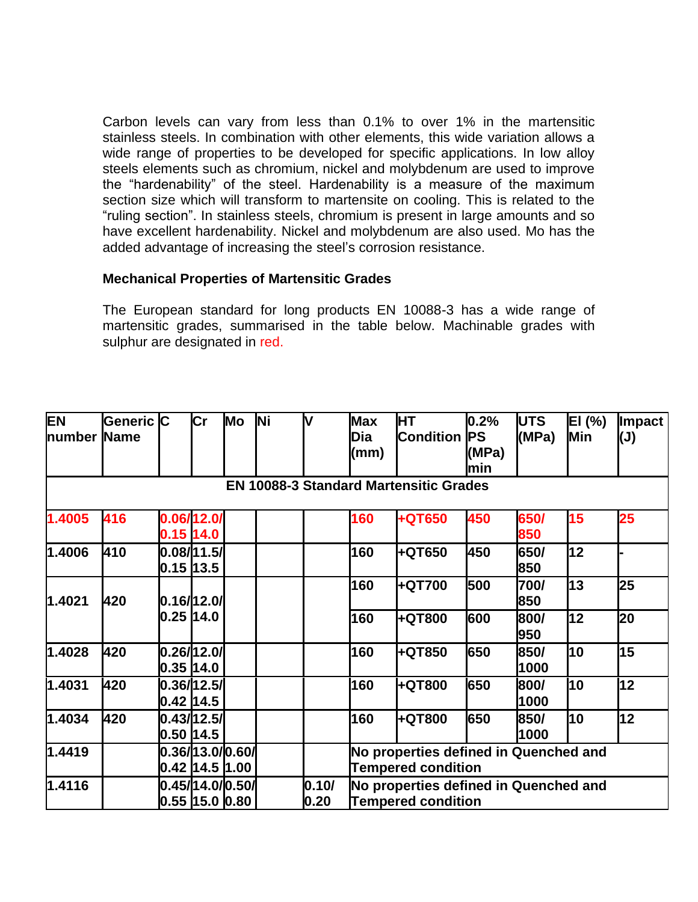Carbon levels can vary from less than 0.1% to over 1% in the martensitic stainless steels. In combination with other elements, this wide variation allows a wide range of properties to be developed for specific applications. In low alloy steels elements such as chromium, nickel and molybdenum are used to improve the “hardenability” of the steel. Hardenability is a measure of the maximum section size which will transform to martensite on cooling. This is related to the “ruling section”. In stainless steels, chromium is present in large amounts and so have excellent hardenability. Nickel and molybdenum are also used. Mo has the added advantage of increasing the steel’s corrosion resistance.

**Mechanical Properties of Martensitic Grades**

The European standard for long products EN 10088-3 has a wide range of martensitic grades, summarised in the table below. Machinable grades with sulphur are designated in red.

| EN number | Generic Name | C | Cr | Mo | Ni | V | Max Dia (mm) | HT Condition | 0.2% PS (MPa) min | UTS (MPa) | El (%) Min | Impact (J) |
|---|---|---|---|---|---|---|---|---|---|---|---|---|
| **EN 10088-3 Standard Martensitic Grades** | | | | | | | | | | | | |
| 1.4005 | 416 | 0.06/ 0.15 | 12.0/ 14.0 | | | | 160 | +QT650 | 450 | 650/ 850 | 15 | 25 |
| 1.4006 | 410 | 0.08/ 0.15 | 11.5/ 13.5 | | | | 160 | +QT650 | 450 | 650/ 850 | 12 | - |
| 1.4021 | 420 | 0.16/ 0.25 | 12.0/ 14.0 | | | | 160 | +QT700 | 500 | 700/ 850 | 13 | 25 |
| | | | | | | | 160 | +QT800 | 600 | 800/ 950 | 12 | 20 |
| 1.4028 | 420 | 0.26/ 0.35 | 12.0/ 14.0 | | | | 160 | +QT850 | 650 | 850/ 1000 | 10 | 15 |
| 1.4031 | 420 | 0.36/ 0.42 | 12.5/ 14.5 | | | | 160 | +QT800 | 650 | 800/ 1000 | 10 | 12 |
| 1.4034 | 420 | 0.43/ 0.50 | 12.5/ 14.5 | | | | 160 | +QT800 | 650 | 850/ 1000 | 10 | 12 |
| 1.4419 | | 0.36/ 0.42 | 13.0/ 14.5 | 0.60/ 1.00 | | | No properties defined in Quenched and Tempered condition | | | | | |
| 1.4116 | | 0.45/ 0.55 | 14.0/ 15.0 | 0.50/ 0.80 | | 0.10/ 0.20 | No properties defined in Quenched and Tempered condition | | | | | |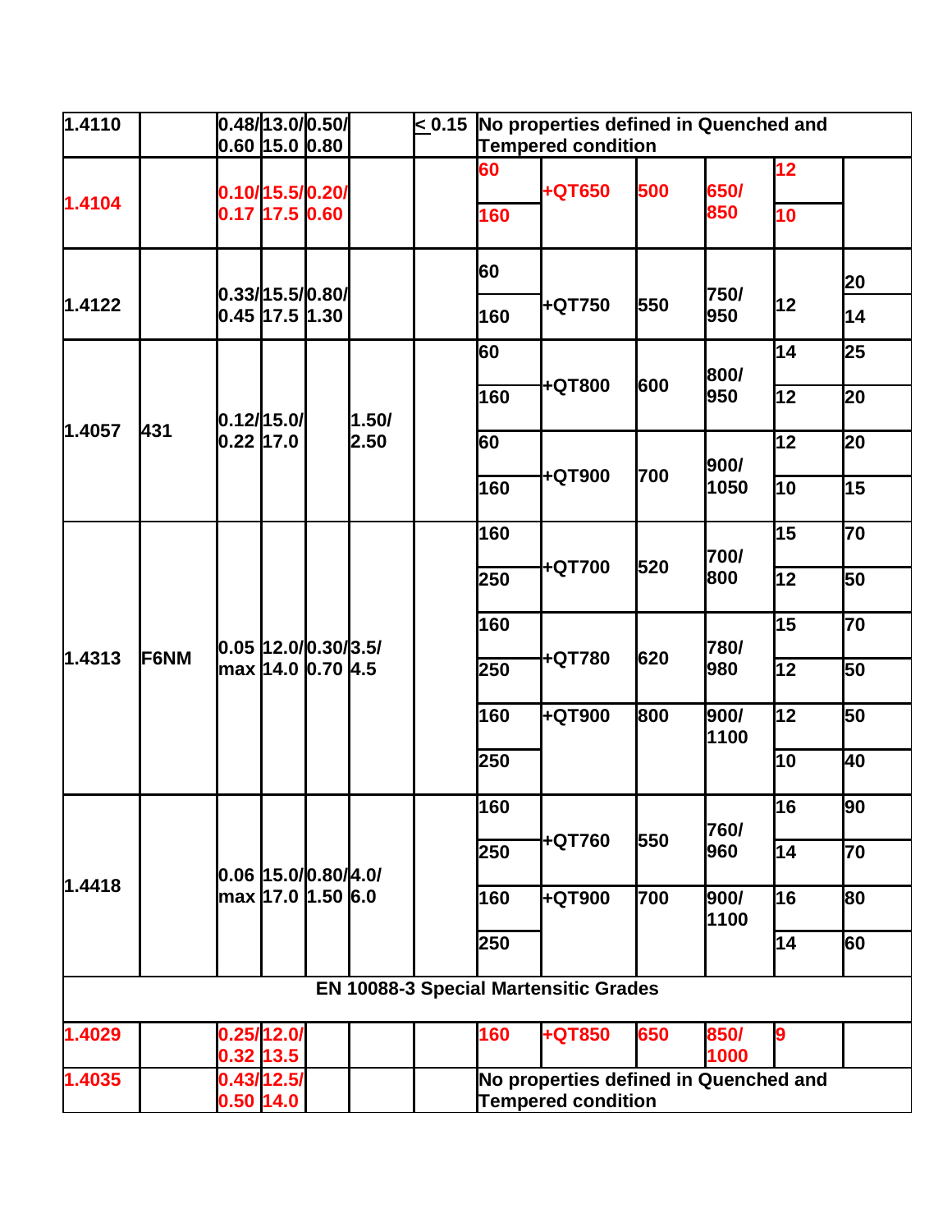| | | | | | | | | | | | | | |
|---|---|---|---|---|---|---|---|---|---|---|---|---|---|
| 1.4110 | | 0.48/ 0.60 | 13.0/ 15.0 | 0.50/ 0.80 | | < 0.15 | No properties defined in Quenched and Tempered condition | | | | | | |
| 1.4104 | | 0.10/ 0.17 | 15.5/ 17.5 | 0.20/ 0.60 | | | 60 | +QT650 | 500 | 650/ 850 | 12 | | |
| | | | | | | | 160 | | | | 10 | | |
| 1.4122 | | 0.33/ 0.45 | 15.5/ 17.5 | 0.80/ 1.30 | | | 60 | +QT750 | 550 | 750/ 950 | 12 | 20 | |
| | | | | | | | 160 | | | | | 14 | |
| 1.4057 | 431 | 0.12/ 0.22 | 15.0/ 17.0 | | 1.50/ 2.50 | | 60 | +QT800 | 600 | 800/ 950 | 14 | 25 | |
| | | | | | | | 160 | | | | 12 | 20 | |
| | | | | | | | 60 | +QT900 | 700 | 900/ 1050 | 12 | 20 | |
| | | | | | | | 160 | | | | 10 | 15 | |
| 1.4313 | F6NM | 0.05 max | 12.0/ 14.0 | 0.30/ 0.70 | 3.5/ 4.5 | | 160 | +QT700 | 520 | 700/ 800 | 15 | 70 | |
| | | | | | | | 250 | | | | 12 | 50 | |
| | | | | | | | 160 | +QT780 | 620 | 780/ 980 | 15 | 70 | |
| | | | | | | | 250 | | | | 12 | 50 | |
| | | | | | | | 160 | +QT900 | 800 | 900/ 1100 | 12 | 50 | |
| | | | | | | | 250 | | | | 10 | 40 | |
| 1.4418 | | 0.06 max | 15.0/ 17.0 | 0.80/ 1.50 | 4.0/ 6.0 | | 160 | +QT760 | 550 | 760/ 960 | 16 | 90 | |
| | | | | | | | 250 | | | | 14 | 70 | |
| | | | | | | | 160 | +QT900 | 700 | 900/ 1100 | 16 | 80 | |
| | | | | | | | 250 | | | | 14 | 60 | |
| **EN 10088-3 Special Martensitic Grades** | | | | | | | | | | | | | |
| 1.4029 | | 0.25/ 0.32 | 12.0/ 13.5 | | | | 160 | +QT850 | 650 | 850/ 1000 | 9 | | |
| 1.4035 | | 0.43/ 0.50 | 12.5/ 14.0 | | | | No properties defined in Quenched and Tempered condition | | | | | | |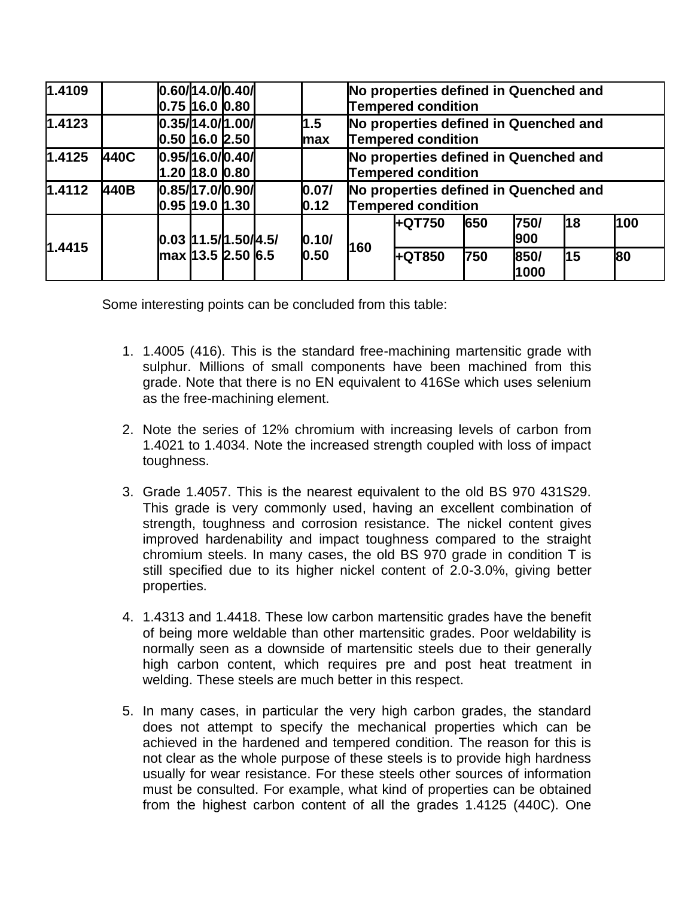| 1.4109 | | 0.60/ 0.75 | 14.0/ 16.0 | 0.40/ 0.80 | | | No properties defined in Quenched and Tempered condition | | | | | |
|---|---|---|---|---|---|---|---|---|---|---|---|---|
| 1.4123 | | 0.35/ 0.50 | 14.0/ 16.0 | 1.00/ 2.50 | | 1.5 max | No properties defined in Quenched and Tempered condition | | | | | |
| 1.4125 | 440C | 0.95/ 1.20 | 16.0/ 18.0 | 0.40/ 0.80 | | | No properties defined in Quenched and Tempered condition | | | | | |
| 1.4112 | 440B | 0.85/ 0.95 | 17.0/ 19.0 | 0.90/ 1.30 | | 0.07/ 0.12 | No properties defined in Quenched and Tempered condition | | | | | |
| 1.4415 | | 0.03 max | 11.5/ 13.5 | 1.50/ 2.50 | 4.5/ 6.5 | 0.10/ 0.50 | 160 | +QT750 | 650 | 750/ 900 | 18 | 100 |
| | | | | | | | | +QT850 | 750 | 850/ 1000 | 15 | 80 |

Some interesting points can be concluded from this table:

1. 1.4005 (416). This is the standard free-machining martensitic grade with sulphur. Millions of small components have been machined from this grade. Note that there is no EN equivalent to 416Se which uses selenium as the free-machining element.

2. Note the series of 12% chromium with increasing levels of carbon from 1.4021 to 1.4034. Note the increased strength coupled with loss of impact toughness.

3. Grade 1.4057. This is the nearest equivalent to the old BS 970 431S29. This grade is very commonly used, having an excellent combination of strength, toughness and corrosion resistance. The nickel content gives improved hardenability and impact toughness compared to the straight chromium steels. In many cases, the old BS 970 grade in condition T is still specified due to its higher nickel content of 2.0-3.0%, giving better properties.

4. 1.4313 and 1.4418. These low carbon martensitic grades have the benefit of being more weldable than other martensitic grades. Poor weldability is normally seen as a downside of martensitic steels due to their generally high carbon content, which requires pre and post heat treatment in welding. These steels are much better in this respect.

5. In many cases, in particular the very high carbon grades, the standard does not attempt to specify the mechanical properties which can be achieved in the hardened and tempered condition. The reason for this is not clear as the whole purpose of these steels is to provide high hardness usually for wear resistance. For these steels other sources of information must be consulted. For example, what kind of properties can be obtained from the highest carbon content of all the grades 1.4125 (440C). One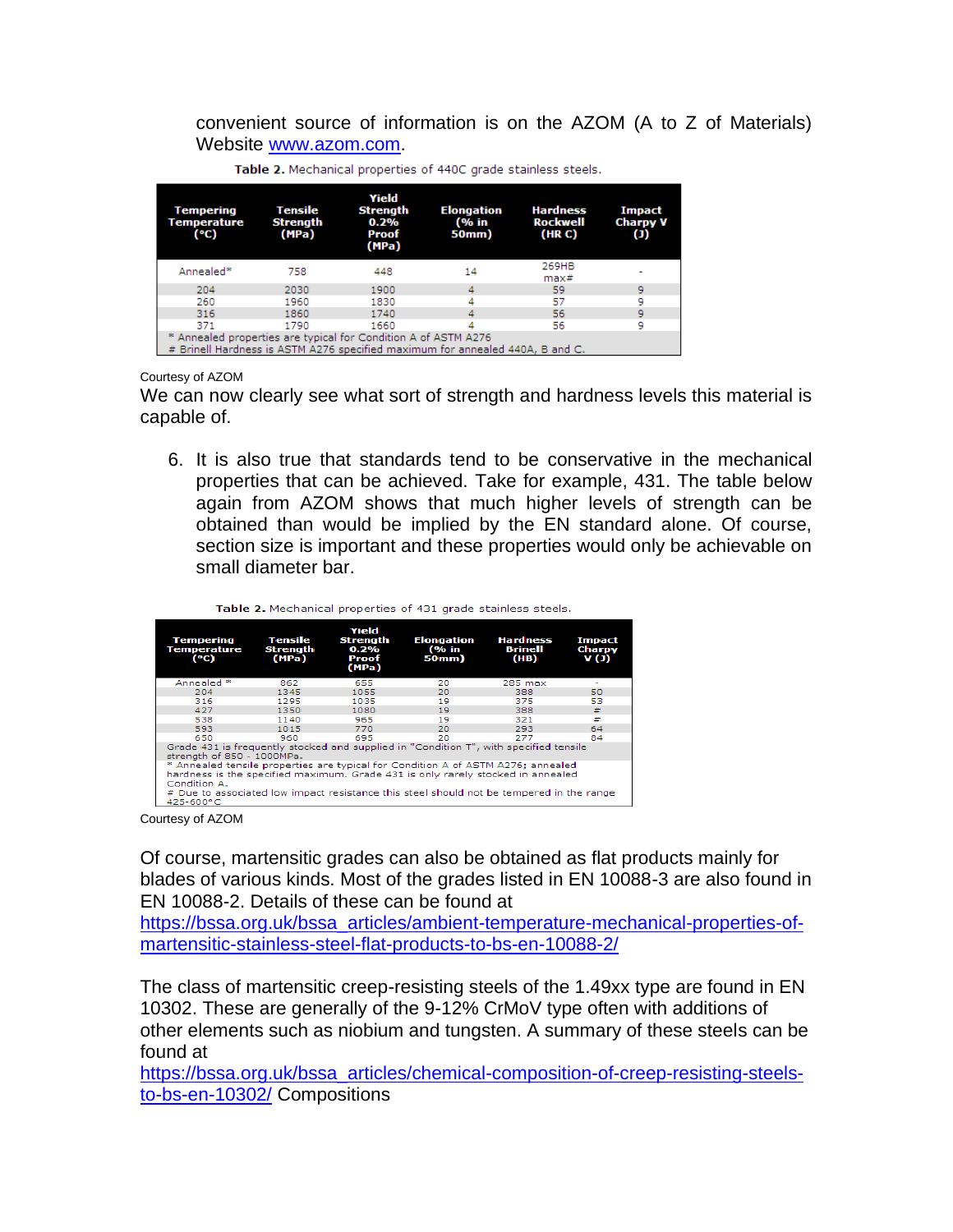convenient source of information is on the AZOM (A to Z of Materials) Website [www.azom.com](http://www.azom.com).

**Table 2.** Mechanical properties of 440C grade stainless steels.

| Tempering Temperature (°C) | Tensile Strength (MPa) | Yield Strength 0.2% Proof (MPa) | Elongation (% in 50mm) | Hardness Rockwell (HR C) | Impact Charpy V (J) |
|---|---|---|---|---|---|
| Annealed* | 758 | 448 | 14 | 269HB max# | - |
| 204 | 2030 | 1900 | 4 | 59 | 9 |
| 260 | 1960 | 1830 | 4 | 57 | 9 |
| 316 | 1860 | 1740 | 4 | 56 | 9 |
| 371 | 1790 | 1660 | 4 | 56 | 9 |

\* Annealed properties are typical for Condition A of ASTM A276
# Brinell Hardness is ASTM A276 specified maximum for annealed 440A, B and C.

Courtesy of AZOM

We can now clearly see what sort of strength and hardness levels this material is capable of.

6. It is also true that standards tend to be conservative in the mechanical properties that can be achieved. Take for example, 431. The table below again from AZOM shows that much higher levels of strength can be obtained than would be implied by the EN standard alone. Of course, section size is important and these properties would only be achievable on small diameter bar.

**Table 2.** Mechanical properties of 431 grade stainless steels.

| Tempering Temperature (°C) | Tensile Strength (MPa) | Yield Strength 0.2% Proof (MPa) | Elongation (% in 50mm) | Hardness Brinell (HB) | Impact Charpy V (J) |
|---|---|---|---|---|---|
| Annealed * | 862 | 655 | 20 | 285 max | - |
| 204 | 1345 | 1055 | 20 | 388 | 50 |
| 316 | 1295 | 1035 | 19 | 375 | 53 |
| 427 | 1350 | 1080 | 19 | 388 | # |
| 538 | 1140 | 965 | 19 | 321 | # |
| 593 | 1015 | 770 | 20 | 293 | 64 |
| 650 | 960 | 695 | 20 | 277 | 84 |

Grade 431 is frequently stocked and supplied in "Condition T", with specified tensile strength of 850 - 1000MPa.
\* Annealed tensile properties are typical for Condition A of ASTM A276; annealed hardness is the specified maximum. Grade 431 is only rarely stocked in annealed Condition A.
# Due to associated low impact resistance this steel should not be tempered in the range 425-600°C

Courtesy of AZOM

Of course, martensitic grades can also be obtained as flat products mainly for blades of various kinds. Most of the grades listed in EN 10088-3 are also found in EN 10088-2. Details of these can be found at [https://bssa.org.uk/bssa_articles/ambient-temperature-mechanical-properties-of-martensitic-stainless-steel-flat-products-to-bs-en-10088-2/](https://bssa.org.uk/bssa_articles/ambient-temperature-mechanical-properties-of-martensitic-stainless-steel-flat-products-to-bs-en-10088-2/)

The class of martensitic creep-resisting steels of the 1.49xx type are found in EN 10302. These are generally of the 9-12% CrMoV type often with additions of other elements such as niobium and tungsten. A summary of these steels can be found at [https://bssa.org.uk/bssa_articles/chemical-composition-of-creep-resisting-steels-to-bs-en-10302/](https://bssa.org.uk/bssa_articles/chemical-composition-of-creep-resisting-steels-to-bs-en-10302/) Compositions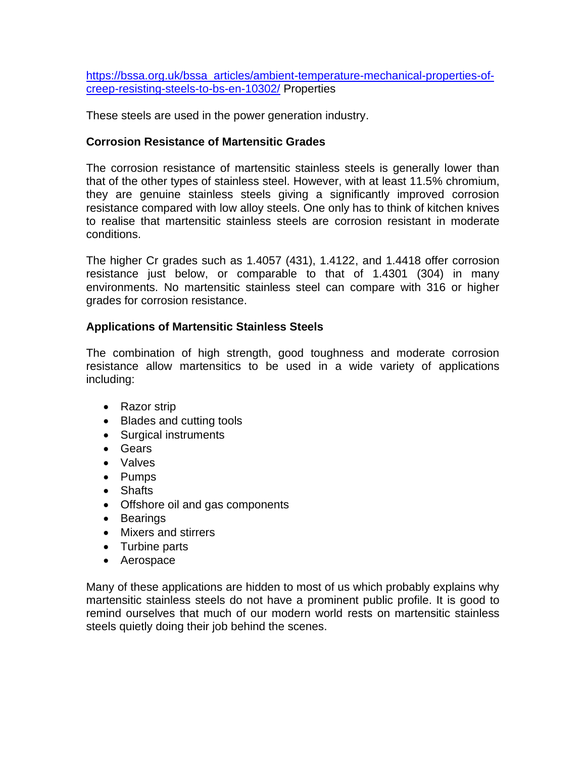https://bssa.org.uk/bssa_articles/ambient-temperature-mechanical-properties-of-creep-resisting-steels-to-bs-en-10302/ Properties

These steels are used in the power generation industry.

**Corrosion Resistance of Martensitic Grades**

The corrosion resistance of martensitic stainless steels is generally lower than that of the other types of stainless steel. However, with at least 11.5% chromium, they are genuine stainless steels giving a significantly improved corrosion resistance compared with low alloy steels. One only has to think of kitchen knives to realise that martensitic stainless steels are corrosion resistant in moderate conditions.

The higher Cr grades such as 1.4057 (431), 1.4122, and 1.4418 offer corrosion resistance just below, or comparable to that of 1.4301 (304) in many environments. No martensitic stainless steel can compare with 316 or higher grades for corrosion resistance.

**Applications of Martensitic Stainless Steels**

The combination of high strength, good toughness and moderate corrosion resistance allow martensitics to be used in a wide variety of applications including:

- Razor strip
- Blades and cutting tools
- Surgical instruments
- Gears
- Valves
- Pumps
- Shafts
- Offshore oil and gas components
- Bearings
- Mixers and stirrers
- Turbine parts
- Aerospace

Many of these applications are hidden to most of us which probably explains why martensitic stainless steels do not have a prominent public profile. It is good to remind ourselves that much of our modern world rests on martensitic stainless steels quietly doing their job behind the scenes.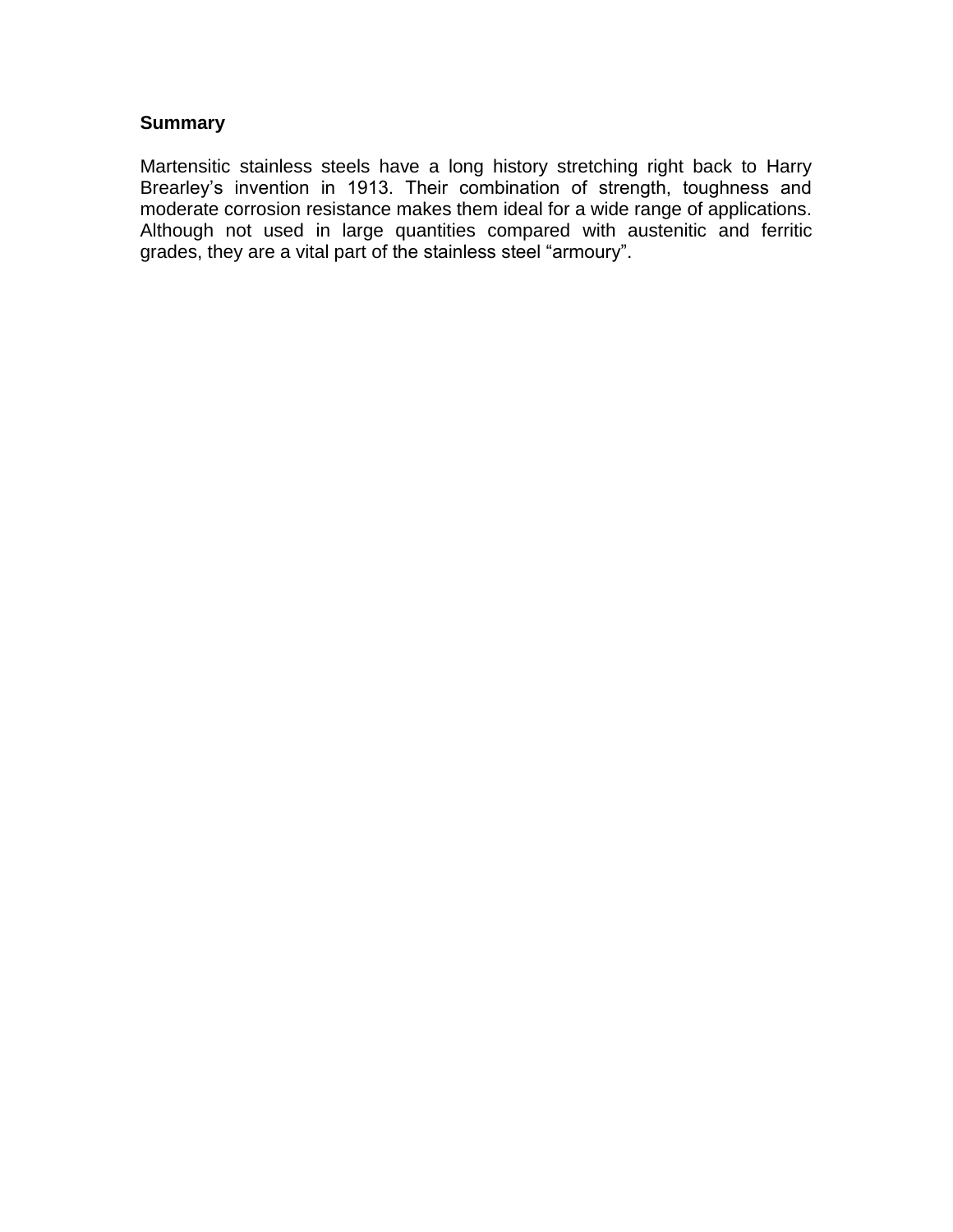## Summary

Martensitic stainless steels have a long history stretching right back to Harry Brearley's invention in 1913. Their combination of strength, toughness and moderate corrosion resistance makes them ideal for a wide range of applications. Although not used in large quantities compared with austenitic and ferritic grades, they are a vital part of the stainless steel "armoury".